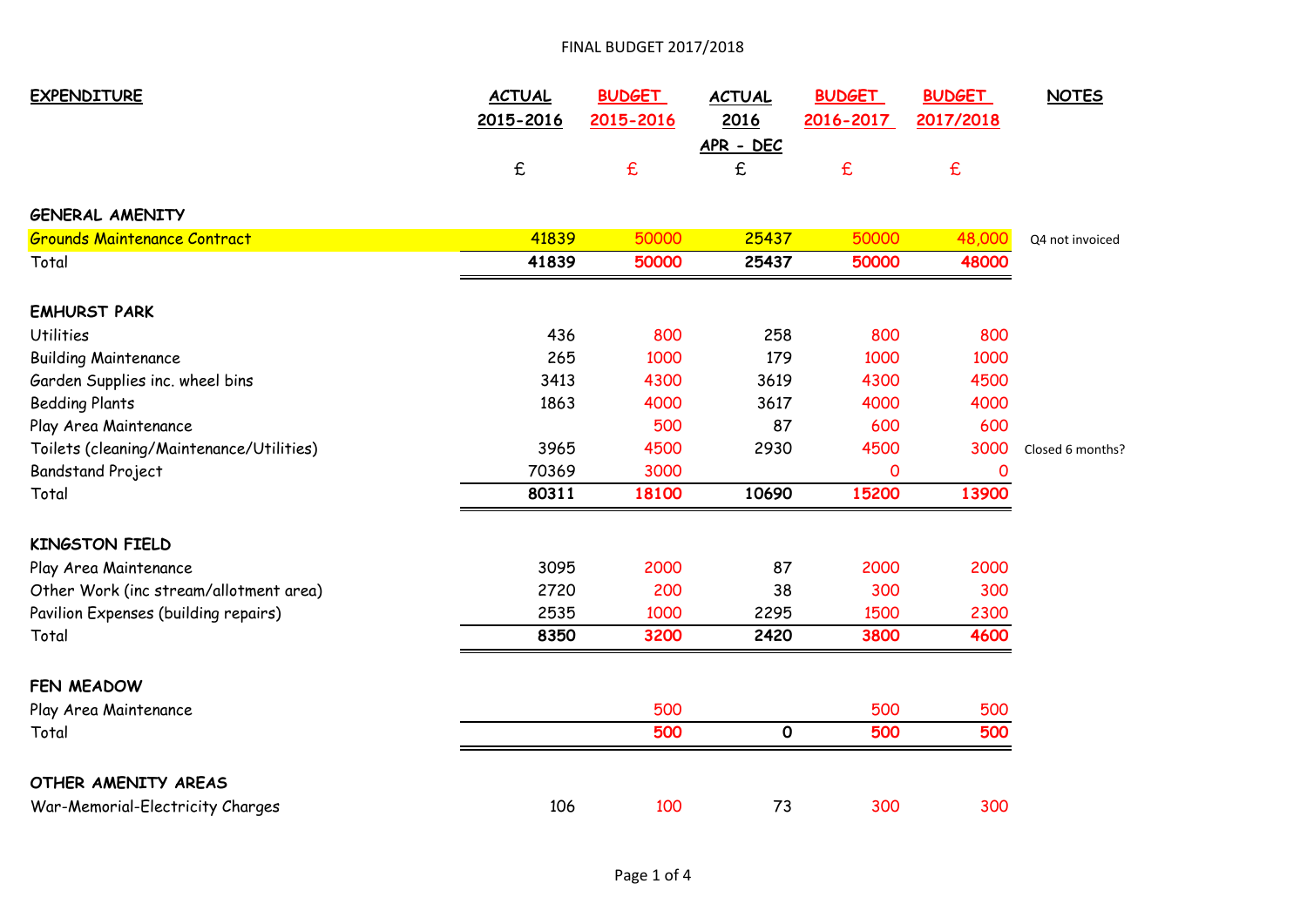# FINAL BUDGET 2017/2018

| EXPENDITURE | ACTUAL 2015-2016 | BUDGET 2015-2016 | ACTUAL 2016 APR - DEC | BUDGET 2016-2017 | BUDGET 2017/2018 | NOTES |
|---|---|---|---|---|---|---|
| | £ | £ | £ | £ | £ | |
| **GENERAL AMENITY** | | | | | | |
| Grounds Maintenance Contract | 41839 | 50000 | 25437 | 50000 | 48,000 | Q4 not invoiced |
| Total | **41839** | **50000** | **25437** | **50000** | **48000** | |
| **EMHURST PARK** | | | | | | |
| Utilities | 436 | 800 | 258 | 800 | 800 | |
| Building Maintenance | 265 | 1000 | 179 | 1000 | 1000 | |
| Garden Supplies inc. wheel bins | 3413 | 4300 | 3619 | 4300 | 4500 | |
| Bedding Plants | 1863 | 4000 | 3617 | 4000 | 4000 | |
| Play Area Maintenance | | 500 | 87 | 600 | 600 | |
| Toilets (cleaning/Maintenance/Utilities) | 3965 | 4500 | 2930 | 4500 | 3000 | Closed 6 months? |
| Bandstand Project | 70369 | 3000 | | 0 | 0 | |
| Total | **80311** | **18100** | **10690** | **15200** | **13900** | |
| **KINGSTON FIELD** | | | | | | |
| Play Area Maintenance | 3095 | 2000 | 87 | 2000 | 2000 | |
| Other Work (inc stream/allotment area) | 2720 | 200 | 38 | 300 | 300 | |
| Pavilion Expenses (building repairs) | 2535 | 1000 | 2295 | 1500 | 2300 | |
| Total | **8350** | **3200** | **2420** | **3800** | **4600** | |
| **FEN MEADOW** | | | | | | |
| Play Area Maintenance | | 500 | | 500 | 500 | |
| Total | | **500** | **0** | **500** | **500** | |
| **OTHER AMENITY AREAS** | | | | | | |
| War-Memorial-Electricity Charges | 106 | 100 | 73 | 300 | 300 | |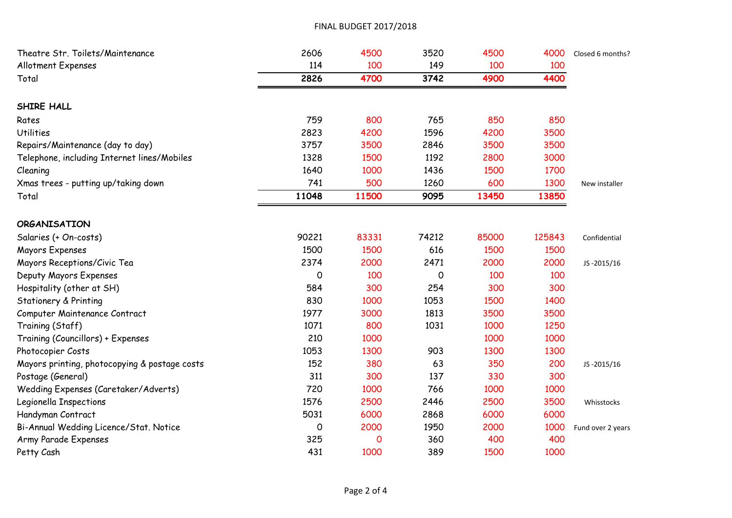# FINAL BUDGET 2017/2018

| | | | | | | |
|---|---|---|---|---|---|---|
| Theatre Str. Toilets/Maintenance | 2606 | 4500 | 3520 | 4500 | 4000 | Closed 6 months? |
| Allotment Expenses | 114 | 100 | 149 | 100 | 100 | |
| Total | **2826** | **4700** | **3742** | **4900** | **4400** | |
| | | | | | | |
| **SHIRE HALL** | | | | | | |
| Rates | 759 | 800 | 765 | 850 | 850 | |
| Utilities | 2823 | 4200 | 1596 | 4200 | 3500 | |
| Repairs/Maintenance (day to day) | 3757 | 3500 | 2846 | 3500 | 3500 | |
| Telephone, including Internet lines/Mobiles | 1328 | 1500 | 1192 | 2800 | 3000 | |
| Cleaning | 1640 | 1000 | 1436 | 1500 | 1700 | |
| Xmas trees - putting up/taking down | 741 | 500 | 1260 | 600 | 1300 | New installer |
| Total | **11048** | **11500** | **9095** | **13450** | **13850** | |
| | | | | | | |
| **ORGANISATION** | | | | | | |
| Salaries (+ On-costs) | 90221 | 83331 | 74212 | 85000 | 125843 | Confidential |
| Mayors Expenses | 1500 | 1500 | 616 | 1500 | 1500 | |
| Mayors Receptions/Civic Tea | 2374 | 2000 | 2471 | 2000 | 2000 | JS -2015/16 |
| Deputy Mayors Expenses | 0 | 100 | 0 | 100 | 100 | |
| Hospitality (other at SH) | 584 | 300 | 254 | 300 | 300 | |
| Stationery & Printing | 830 | 1000 | 1053 | 1500 | 1400 | |
| Computer Maintenance Contract | 1977 | 3000 | 1813 | 3500 | 3500 | |
| Training (Staff) | 1071 | 800 | 1031 | 1000 | 1250 | |
| Training (Councillors) + Expenses | 210 | 1000 | | 1000 | 1000 | |
| Photocopier Costs | 1053 | 1300 | 903 | 1300 | 1300 | |
| Mayors printing, photocopying & postage costs | 152 | 380 | 63 | 350 | 200 | JS -2015/16 |
| Postage (General) | 311 | 300 | 137 | 330 | 300 | |
| Wedding Expenses (Caretaker/Adverts) | 720 | 1000 | 766 | 1000 | 1000 | |
| Legionella Inspections | 1576 | 2500 | 2446 | 2500 | 3500 | Whisstocks |
| Handyman Contract | 5031 | 6000 | 2868 | 6000 | 6000 | |
| Bi-Annual Wedding Licence/Stat. Notice | 0 | 2000 | 1950 | 2000 | 1000 | Fund over 2 years |
| Army Parade Expenses | 325 | 0 | 360 | 400 | 400 | |
| Petty Cash | 431 | 1000 | 389 | 1500 | 1000 | |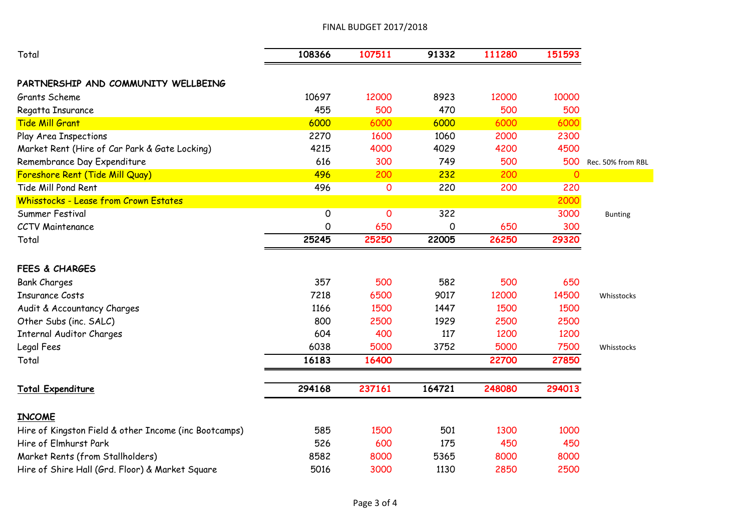FINAL BUDGET 2017/2018

| | | | | | | |
|---|---|---|---|---|---|---|
| Total | **108366** | **107511** | **91332** | **111280** | **151593** | |
| **PARTNERSHIP AND COMMUNITY WELLBEING** | | | | | | |
| Grants Scheme | 10697 | 12000 | 8923 | 12000 | 10000 | |
| Regatta Insurance | 455 | 500 | 470 | 500 | 500 | |
| Tide Mill Grant | 6000 | 6000 | 6000 | 6000 | 6000 | |
| Play Area Inspections | 2270 | 1600 | 1060 | 2000 | 2300 | |
| Market Rent (Hire of Car Park & Gate Locking) | 4215 | 4000 | 4029 | 4200 | 4500 | |
| Remembrance Day Expenditure | 616 | 300 | 749 | 500 | 500 | Rec. 50% from RBL |
| Foreshore Rent (Tide Mill Quay) | 496 | 200 | 232 | 200 | 0 | |
| Tide Mill Pond Rent | 496 | 0 | 220 | 200 | 220 | |
| Whisstocks - Lease from Crown Estates | | | | | 2000 | |
| Summer Festival | 0 | 0 | 322 | | 3000 | Bunting |
| CCTV Maintenance | 0 | 650 | 0 | 650 | 300 | |
| Total | **25245** | **25250** | **22005** | **26250** | **29320** | |
| **FEES & CHARGES** | | | | | | |
| Bank Charges | 357 | 500 | 582 | 500 | 650 | |
| Insurance Costs | 7218 | 6500 | 9017 | 12000 | 14500 | Whisstocks |
| Audit & Accountancy Charges | 1166 | 1500 | 1447 | 1500 | 1500 | |
| Other Subs (inc. SALC) | 800 | 2500 | 1929 | 2500 | 2500 | |
| Internal Auditor Charges | 604 | 400 | 117 | 1200 | 1200 | |
| Legal Fees | 6038 | 5000 | 3752 | 5000 | 7500 | Whisstocks |
| Total | **16183** | **16400** | | **22700** | **27850** | |
| **Total Expenditure** | **294168** | **237161** | **164721** | **248080** | **294013** | |
| **INCOME** | | | | | | |
| Hire of Kingston Field & other Income (inc Bootcamps) | 585 | 1500 | 501 | 1300 | 1000 | |
| Hire of Elmhurst Park | 526 | 600 | 175 | 450 | 450 | |
| Market Rents (from Stallholders) | 8582 | 8000 | 5365 | 8000 | 8000 | |
| Hire of Shire Hall (Grd. Floor) & Market Square | 5016 | 3000 | 1130 | 2850 | 2500 | |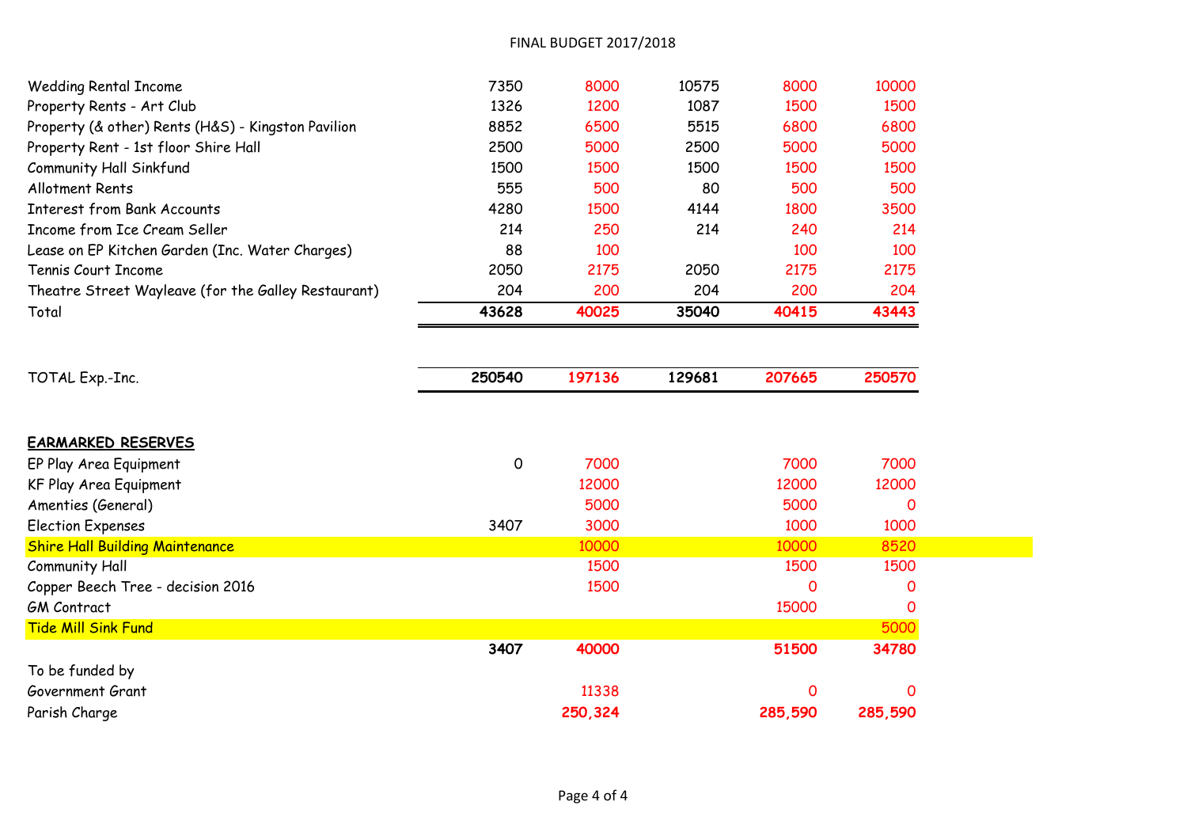FINAL BUDGET 2017/2018

| | | | | | |
|---|---|---|---|---|---|
| Wedding Rental Income | 7350 | 8000 | 10575 | 8000 | 10000 |
| Property Rents - Art Club | 1326 | 1200 | 1087 | 1500 | 1500 |
| Property (& other) Rents (H&S) - Kingston Pavilion | 8852 | 6500 | 5515 | 6800 | 6800 |
| Property Rent - 1st floor Shire Hall | 2500 | 5000 | 2500 | 5000 | 5000 |
| Community Hall Sinkfund | 1500 | 1500 | 1500 | 1500 | 1500 |
| Allotment Rents | 555 | 500 | 80 | 500 | 500 |
| Interest from Bank Accounts | 4280 | 1500 | 4144 | 1800 | 3500 |
| Income from Ice Cream Seller | 214 | 250 | 214 | 240 | 214 |
| Lease on EP Kitchen Garden (Inc. Water Charges) | 88 | 100 | | 100 | 100 |
| Tennis Court Income | 2050 | 2175 | 2050 | 2175 | 2175 |
| Theatre Street Wayleave (for the Galley Restaurant) | 204 | 200 | 204 | 200 | 204 |
| Total | **43628** | **40025** | **35040** | **40415** | **43443** |
| | | | | | |
| TOTAL Exp.-Inc. | **250540** | **197136** | **129681** | **207665** | **250570** |
| | | | | | |
| **EARMARKED RESERVES** | | | | | |
| EP Play Area Equipment | 0 | 7000 | | 7000 | 7000 |
| KF Play Area Equipment | | 12000 | | 12000 | 12000 |
| Amenties (General) | | 5000 | | 5000 | 0 |
| Election Expenses | 3407 | 3000 | | 1000 | 1000 |
| Shire Hall Building Maintenance | | 10000 | | 10000 | 8520 |
| Community Hall | | 1500 | | 1500 | 1500 |
| Copper Beech Tree - decision 2016 | | 1500 | | 0 | 0 |
| GM Contract | | | | 15000 | 0 |
| Tide Mill Sink Fund | | | | | 5000 |
| | **3407** | **40000** | | **51500** | **34780** |
| To be funded by | | | | | |
| Government Grant | | 11338 | | 0 | 0 |
| Parish Charge | | **250,324** | | **285,590** | **285,590** |